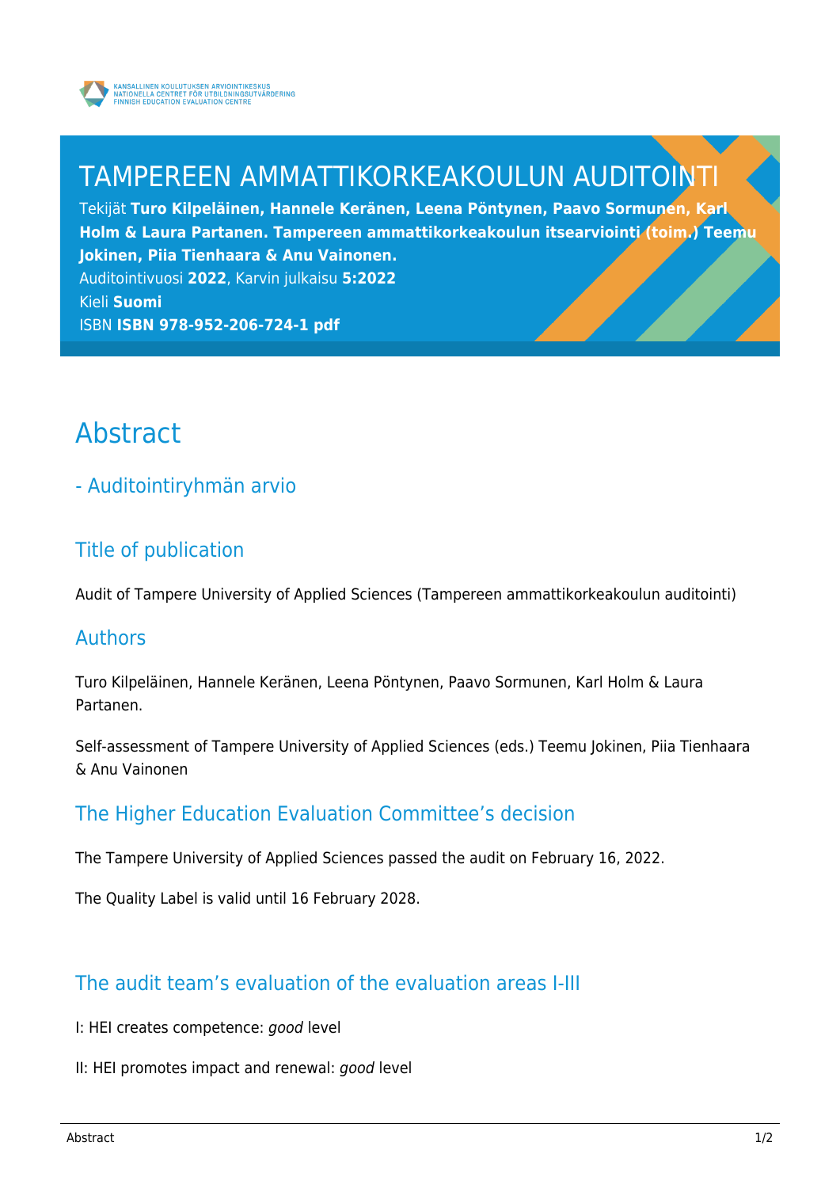KANSALLINEN KOULUTUKSEN ARVIOINTIKESKUS
NATIONELLA CENTRET FÖR UTBILDNINGSUTVÄRDERING
FINNISH EDUCATION EVALUATION CENTRE

# TAMPEREEN AMMATTIKORKEAKOULUN AUDITOINTI

Tekijät **Turo Kilpeläinen, Hannele Keränen, Leena Pöntynen, Paavo Sormunen, Karl Holm & Laura Partanen. Tampereen ammattikorkeakoulun itsearviointi (toim.) Teemu Jokinen, Piia Tienhaara & Anu Vainonen.**
Auditointivuosi **2022**, Karvin julkaisu **5:2022**
Kieli **Suomi**
ISBN **ISBN 978-952-206-724-1 pdf**

# Abstract

## - Auditointiryhmän arvio

## Title of publication

Audit of Tampere University of Applied Sciences (Tampereen ammattikorkeakoulun auditointi)

## Authors

Turo Kilpeläinen, Hannele Keränen, Leena Pöntynen, Paavo Sormunen, Karl Holm & Laura Partanen.

Self-assessment of Tampere University of Applied Sciences (eds.) Teemu Jokinen, Piia Tienhaara & Anu Vainonen

## The Higher Education Evaluation Committee's decision

The Tampere University of Applied Sciences passed the audit on February 16, 2022.

The Quality Label is valid until 16 February 2028.

## The audit team's evaluation of the evaluation areas I-III

I: HEI creates competence: *good* level

II: HEI promotes impact and renewal: *good* level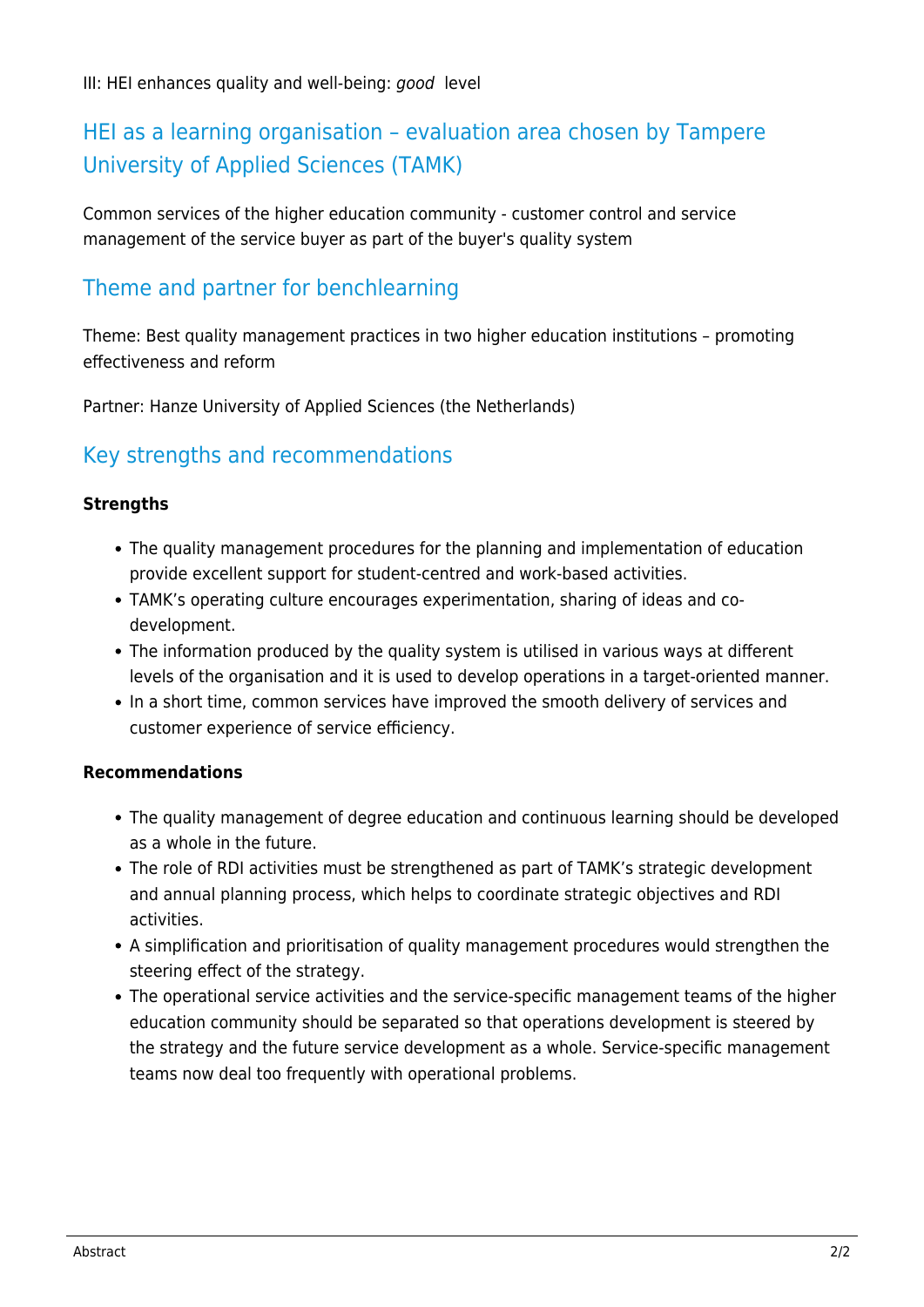III: HEI enhances quality and well-being: *good* level

## HEI as a learning organisation – evaluation area chosen by Tampere University of Applied Sciences (TAMK)

Common services of the higher education community - customer control and service management of the service buyer as part of the buyer's quality system

## Theme and partner for benchlearning

Theme: Best quality management practices in two higher education institutions – promoting effectiveness and reform

Partner: Hanze University of Applied Sciences (the Netherlands)

## Key strengths and recommendations

**Strengths**

- The quality management procedures for the planning and implementation of education provide excellent support for student-centred and work-based activities.
- TAMK's operating culture encourages experimentation, sharing of ideas and co-development.
- The information produced by the quality system is utilised in various ways at different levels of the organisation and it is used to develop operations in a target-oriented manner.
- In a short time, common services have improved the smooth delivery of services and customer experience of service efficiency.

**Recommendations**

- The quality management of degree education and continuous learning should be developed as a whole in the future.
- The role of RDI activities must be strengthened as part of TAMK's strategic development and annual planning process, which helps to coordinate strategic objectives and RDI activities.
- A simplification and prioritisation of quality management procedures would strengthen the steering effect of the strategy.
- The operational service activities and the service-specific management teams of the higher education community should be separated so that operations development is steered by the strategy and the future service development as a whole. Service-specific management teams now deal too frequently with operational problems.